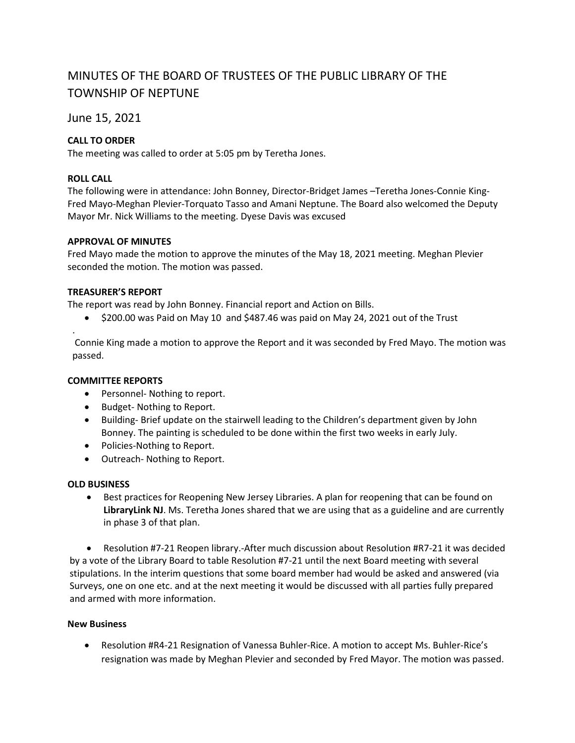# MINUTES OF THE BOARD OF TRUSTEES OF THE PUBLIC LIBRARY OF THE TOWNSHIP OF NEPTUNE

June 15, 2021

**CALL TO ORDER**

The meeting was called to order at 5:05 pm by Teretha Jones.

**ROLL CALL**

The following were in attendance: John Bonney, Director-Bridget James –Teretha Jones-Connie King-Fred Mayo-Meghan Plevier-Torquato Tasso and Amani Neptune. The Board also welcomed the Deputy Mayor Mr. Nick Williams to the meeting. Dyese Davis was excused

**APPROVAL OF MINUTES**

Fred Mayo made the motion to approve the minutes of the May 18, 2021 meeting. Meghan Plevier seconded the motion. The motion was passed.

**TREASURER'S REPORT**

The report was read by John Bonney. Financial report and Action on Bills.

- $200.00 was Paid on May 10 and $487.46 was paid on May 24, 2021 out of the Trust

.

Connie King made a motion to approve the Report and it was seconded by Fred Mayo. The motion was passed.

**COMMITTEE REPORTS**

- Personnel- Nothing to report.
- Budget- Nothing to Report.
- Building- Brief update on the stairwell leading to the Children's department given by John Bonney. The painting is scheduled to be done within the first two weeks in early July.
- Policies-Nothing to Report.
- Outreach- Nothing to Report.

**OLD BUSINESS**

- Best practices for Reopening New Jersey Libraries. A plan for reopening that can be found on **LibraryLink NJ**. Ms. Teretha Jones shared that we are using that as a guideline and are currently in phase 3 of that plan.
- Resolution #7-21 Reopen library.-After much discussion about Resolution #R7-21 it was decided by a vote of the Library Board to table Resolution #7-21 until the next Board meeting with several stipulations. In the interim questions that some board member had would be asked and answered (via Surveys, one on one etc. and at the next meeting it would be discussed with all parties fully prepared and armed with more information.

**New Business**

- Resolution #R4-21 Resignation of Vanessa Buhler-Rice. A motion to accept Ms. Buhler-Rice's resignation was made by Meghan Plevier and seconded by Fred Mayor. The motion was passed.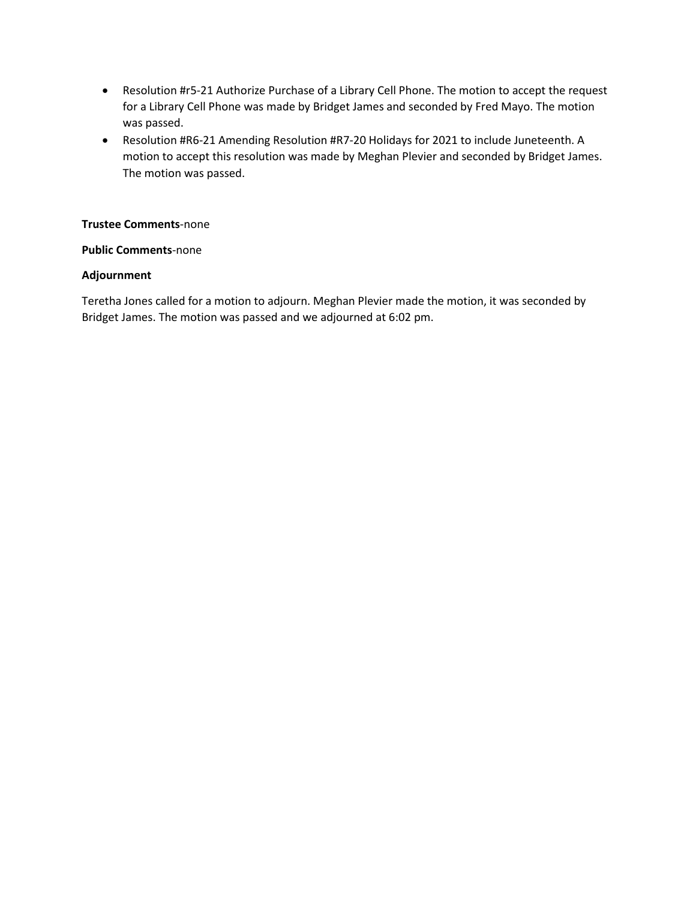- Resolution #r5-21 Authorize Purchase of a Library Cell Phone. The motion to accept the request for a Library Cell Phone was made by Bridget James and seconded by Fred Mayo. The motion was passed.
- Resolution #R6-21 Amending Resolution #R7-20 Holidays for 2021 to include Juneteenth. A motion to accept this resolution was made by Meghan Plevier and seconded by Bridget James. The motion was passed.

**Trustee Comments**-none

**Public Comments**-none

**Adjournment**

Teretha Jones called for a motion to adjourn. Meghan Plevier made the motion, it was seconded by Bridget James. The motion was passed and we adjourned at 6:02 pm.